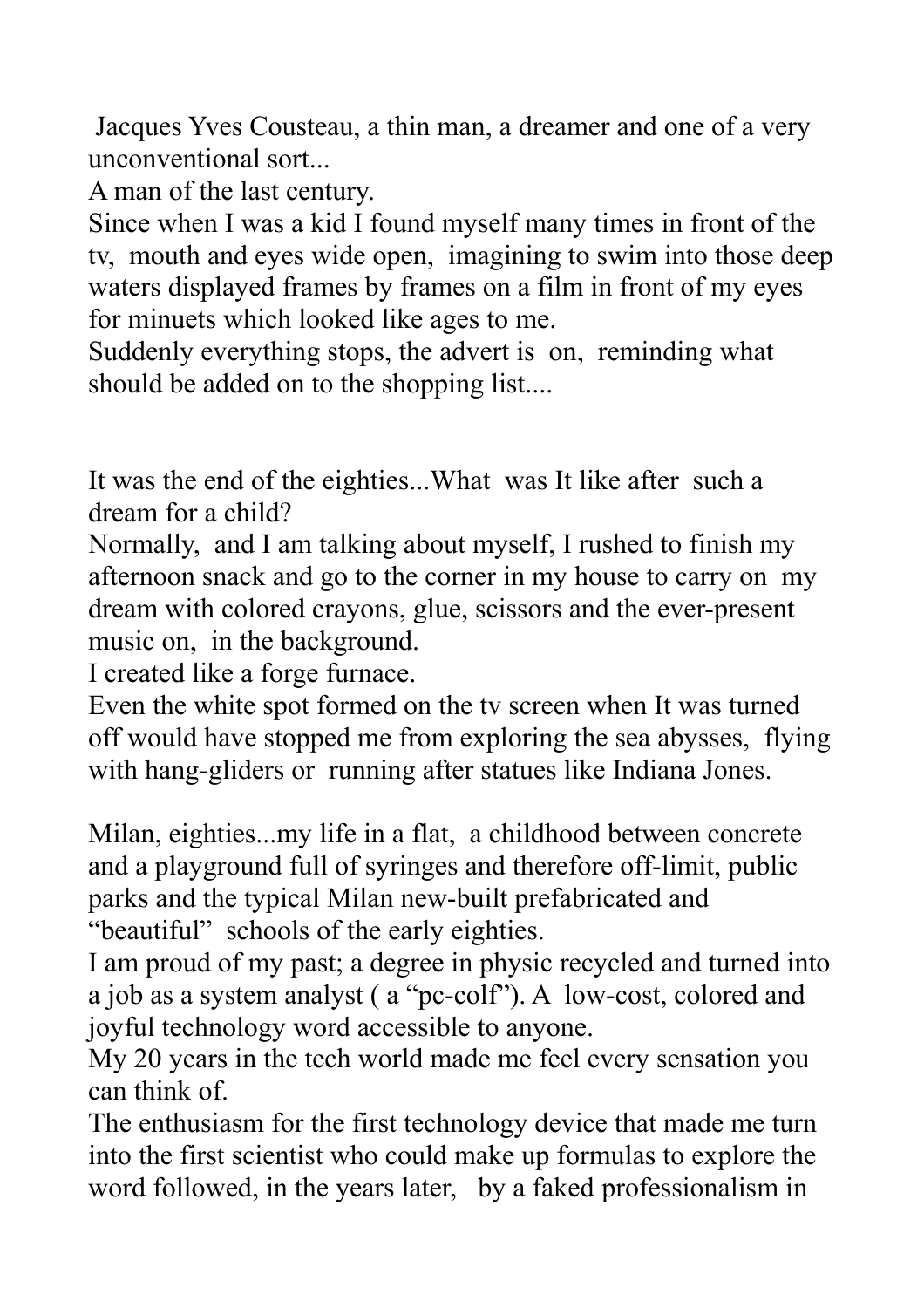Jacques Yves Cousteau, a thin man, a dreamer and one of a very unconventional sort...

A man of the last century.

Since when I was a kid I found myself many times in front of the tv, mouth and eyes wide open, imagining to swim into those deep waters displayed frames by frames on a film in front of my eyes for minuets which looked like ages to me.

Suddenly everything stops, the advert is on, reminding what should be added on to the shopping list....

It was the end of the eighties...What was It like after such a dream for a child?

Normally, and I am talking about myself, I rushed to finish my afternoon snack and go to the corner in my house to carry on my dream with colored crayons, glue, scissors and the ever-present music on, in the background.

I created like a forge furnace.

Even the white spot formed on the tv screen when It was turned off would have stopped me from exploring the sea abysses, flying with hang-gliders or running after statues like Indiana Jones.

Milan, eighties...my life in a flat, a childhood between concrete and a playground full of syringes and therefore off-limit, public parks and the typical Milan new-built prefabricated and "beautiful" schools of the early eighties.

I am proud of my past; a degree in physic recycled and turned into a job as a system analyst ( a "pc-colf"). A low-cost, colored and joyful technology word accessible to anyone.

My 20 years in the tech world made me feel every sensation you can think of.

The enthusiasm for the first technology device that made me turn into the first scientist who could make up formulas to explore the word followed, in the years later, by a faked professionalism in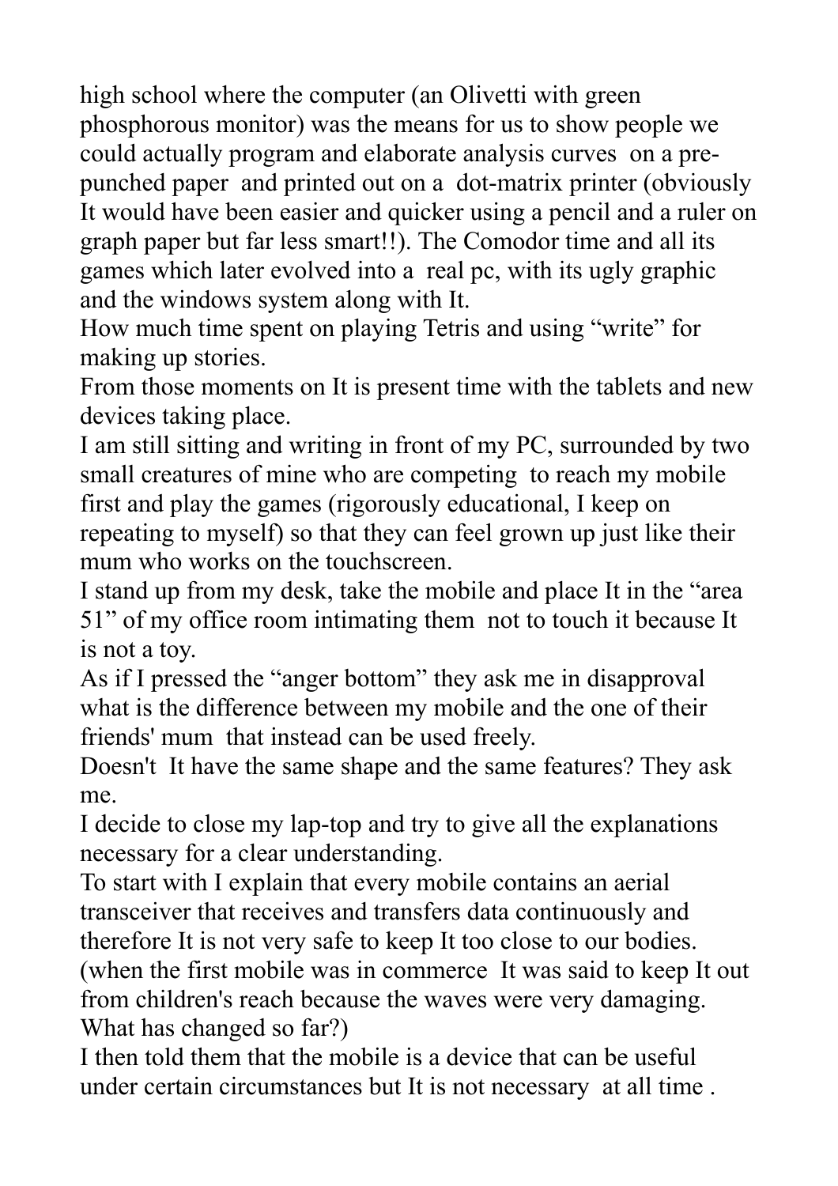high school where the computer (an Olivetti with green phosphorous monitor) was the means for us to show people we could actually program and elaborate analysis curves on a pre-punched paper and printed out on a dot-matrix printer (obviously It would have been easier and quicker using a pencil and a ruler on graph paper but far less smart!!). The Comodor time and all its games which later evolved into a real pc, with its ugly graphic and the windows system along with It.

How much time spent on playing Tetris and using "write" for making up stories.

From those moments on It is present time with the tablets and new devices taking place.

I am still sitting and writing in front of my PC, surrounded by two small creatures of mine who are competing to reach my mobile first and play the games (rigorously educational, I keep on repeating to myself) so that they can feel grown up just like their mum who works on the touchscreen.

I stand up from my desk, take the mobile and place It in the "area 51" of my office room intimating them not to touch it because It is not a toy.

As if I pressed the "anger bottom" they ask me in disapproval what is the difference between my mobile and the one of their friends' mum that instead can be used freely.

Doesn't It have the same shape and the same features? They ask me.

I decide to close my lap-top and try to give all the explanations necessary for a clear understanding.

To start with I explain that every mobile contains an aerial transceiver that receives and transfers data continuously and therefore It is not very safe to keep It too close to our bodies. (when the first mobile was in commerce It was said to keep It out from children's reach because the waves were very damaging. What has changed so far?)

I then told them that the mobile is a device that can be useful under certain circumstances but It is not necessary at all time .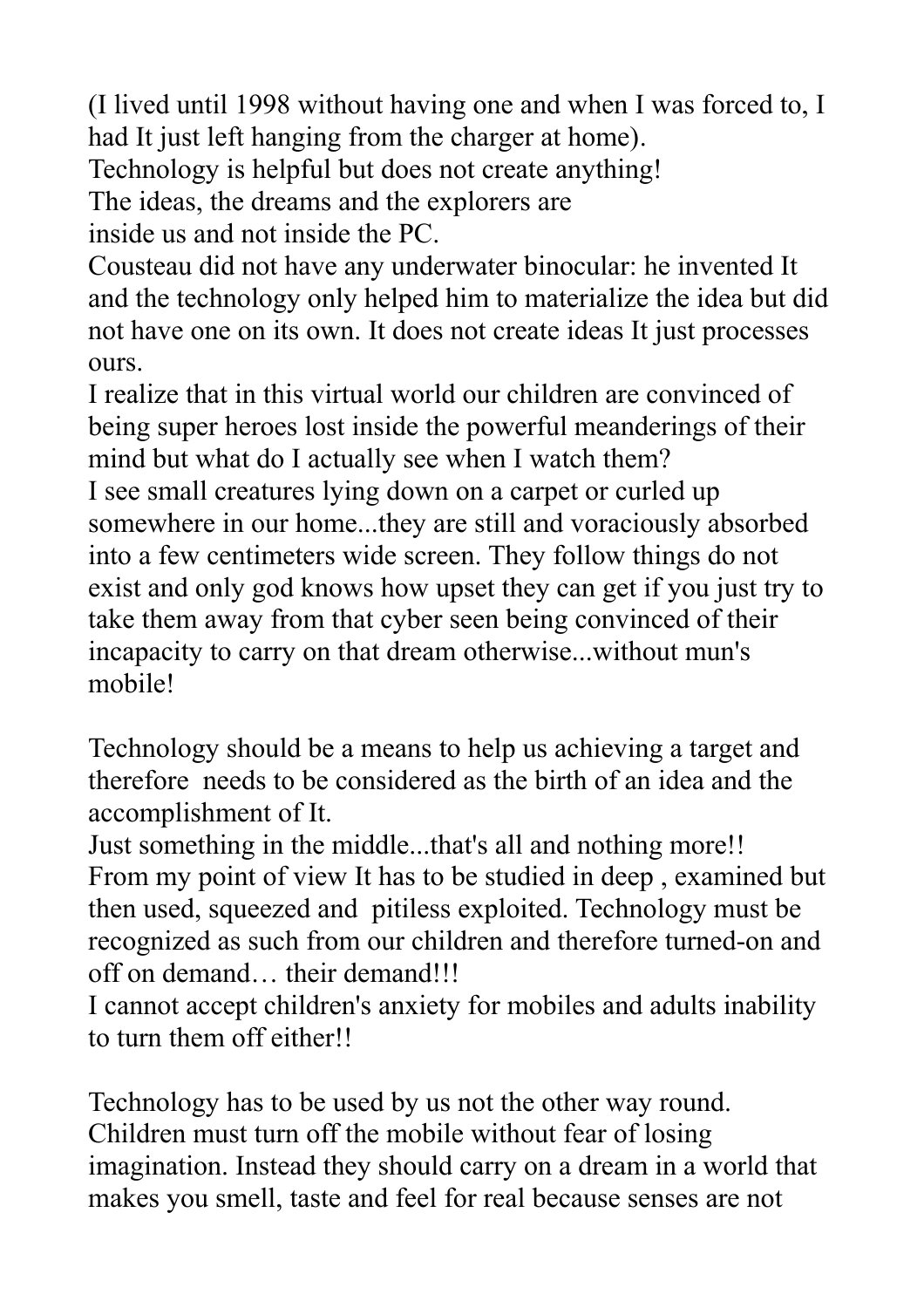(I lived until 1998 without having one and when I was forced to, I had It just left hanging from the charger at home).
Technology is helpful but does not create anything!
The ideas, the dreams and the explorers are
inside us and not inside the PC.
Cousteau did not have any underwater binocular: he invented It and the technology only helped him to materialize the idea but did not have one on its own. It does not create ideas It just processes ours.
I realize that in this virtual world our children are convinced of being super heroes lost inside the powerful meanderings of their mind but what do I actually see when I watch them?
I see small creatures lying down on a carpet or curled up somewhere in our home...they are still and voraciously absorbed into a few centimeters wide screen. They follow things do not exist and only god knows how upset they can get if you just try to take them away from that cyber seen being convinced of their incapacity to carry on that dream otherwise...without mun's mobile!

Technology should be a means to help us achieving a target and therefore needs to be considered as the birth of an idea and the accomplishment of It.
Just something in the middle...that's all and nothing more!!
From my point of view It has to be studied in deep , examined but then used, squeezed and pitiless exploited. Technology must be recognized as such from our children and therefore turned-on and off on demand… their demand!!!
I cannot accept children's anxiety for mobiles and adults inability to turn them off either!!

Technology has to be used by us not the other way round.
Children must turn off the mobile without fear of losing imagination. Instead they should carry on a dream in a world that makes you smell, taste and feel for real because senses are not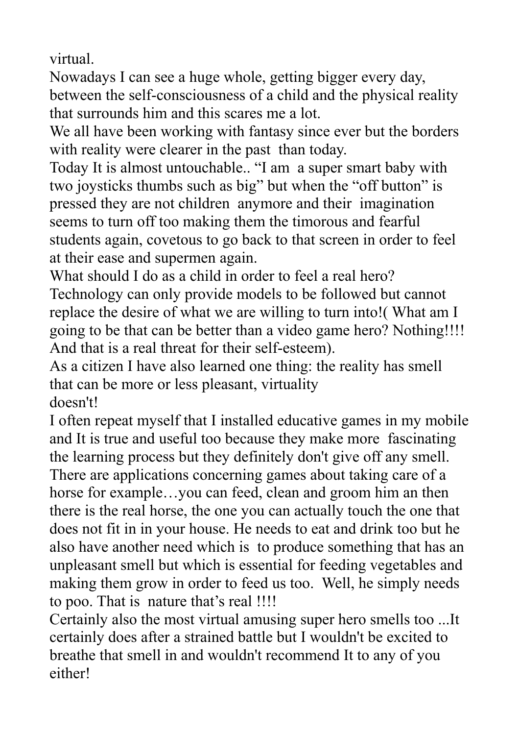virtual.

Nowadays I can see a huge whole, getting bigger every day, between the self-consciousness of a child and the physical reality that surrounds him and this scares me a lot.

We all have been working with fantasy since ever but the borders with reality were clearer in the past than today.

Today It is almost untouchable.. “I am a super smart baby with two joysticks thumbs such as big” but when the “off button” is pressed they are not children anymore and their imagination seems to turn off too making them the timorous and fearful students again, covetous to go back to that screen in order to feel at their ease and supermen again.

What should I do as a child in order to feel a real hero? Technology can only provide models to be followed but cannot replace the desire of what we are willing to turn into!( What am I going to be that can be better than a video game hero? Nothing!!!! And that is a real threat for their self-esteem).

As a citizen I have also learned one thing: the reality has smell that can be more or less pleasant, virtuality doesn't!

I often repeat myself that I installed educative games in my mobile and It is true and useful too because they make more fascinating the learning process but they definitely don't give off any smell. There are applications concerning games about taking care of a horse for example…you can feed, clean and groom him an then there is the real horse, the one you can actually touch the one that does not fit in in your house. He needs to eat and drink too but he also have another need which is to produce something that has an unpleasant smell but which is essential for feeding vegetables and making them grow in order to feed us too. Well, he simply needs to poo. That is nature that’s real !!!!

Certainly also the most virtual amusing super hero smells too ...It certainly does after a strained battle but I wouldn't be excited to breathe that smell in and wouldn't recommend It to any of you either!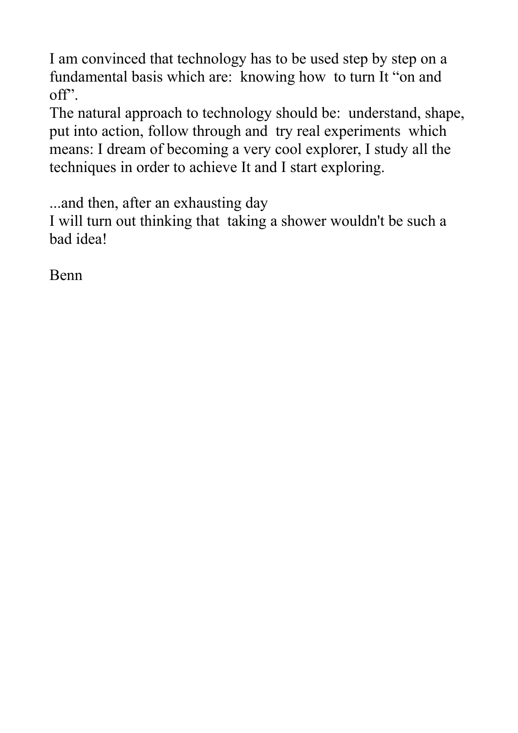I am convinced that technology has to be used step by step on a fundamental basis which are: knowing how to turn It “on and off”.
The natural approach to technology should be: understand, shape, put into action, follow through and try real experiments which means: I dream of becoming a very cool explorer, I study all the techniques in order to achieve It and I start exploring.

...and then, after an exhausting day
I will turn out thinking that taking a shower wouldn't be such a bad idea!

Benn